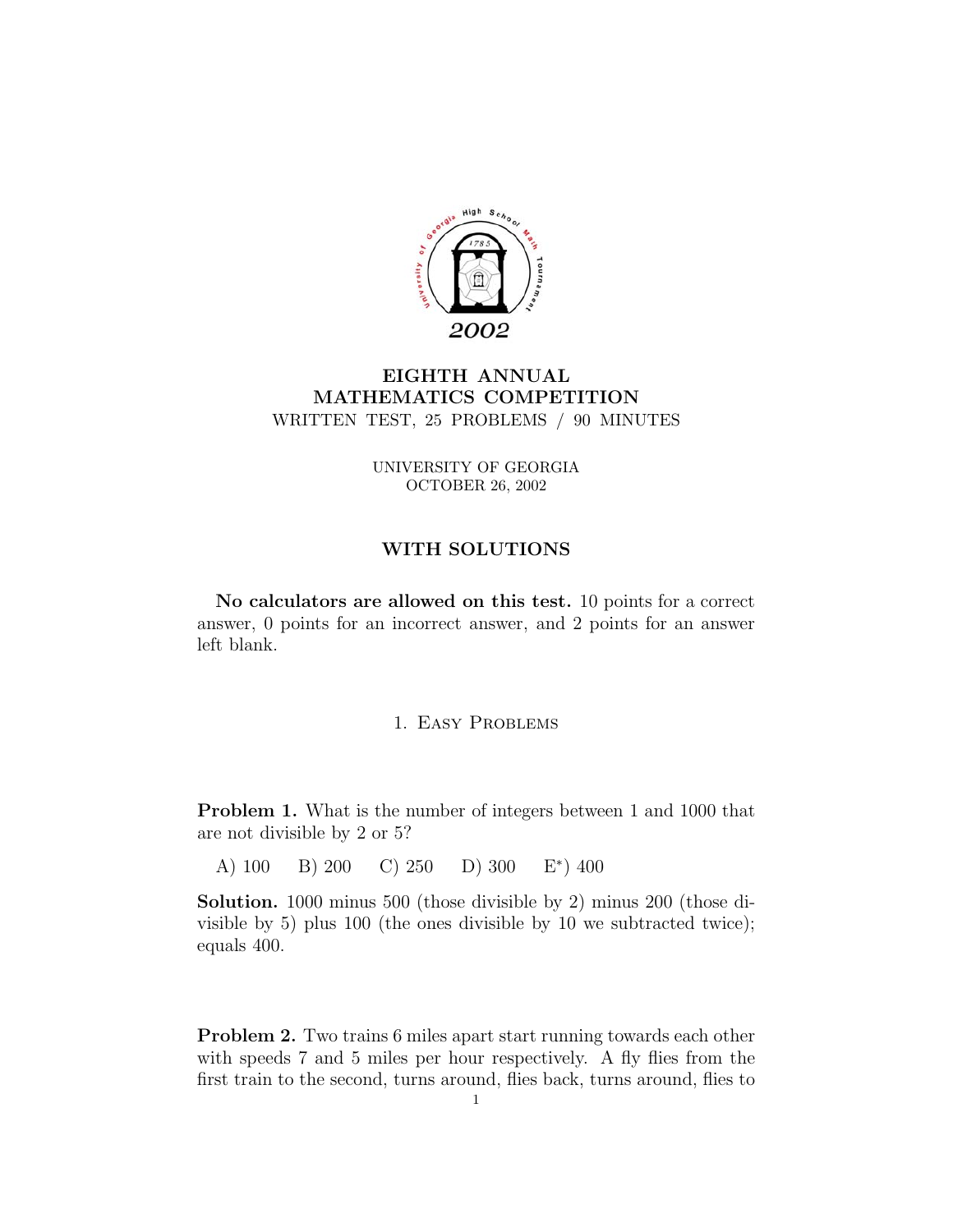# EIGHTH ANNUAL MATHEMATICS COMPETITION

WRITTEN TEST, 25 PROBLEMS / 90 MINUTES

UNIVERSITY OF GEORGIA
OCTOBER 26, 2002

## WITH SOLUTIONS

**No calculators are allowed on this test.** 10 points for a correct answer, 0 points for an incorrect answer, and 2 points for an answer left blank.

## 1. Easy Problems

**Problem 1.** What is the number of integers between 1 and 1000 that are not divisible by 2 or 5?

A) 100  B) 200  C) 250  D) 300  E*) 400

**Solution.** 1000 minus 500 (those divisible by 2) minus 200 (those divisible by 5) plus 100 (the ones divisible by 10 we subtracted twice); equals 400.

**Problem 2.** Two trains 6 miles apart start running towards each other with speeds 7 and 5 miles per hour respectively. A fly flies from the first train to the second, turns around, flies back, turns around, flies to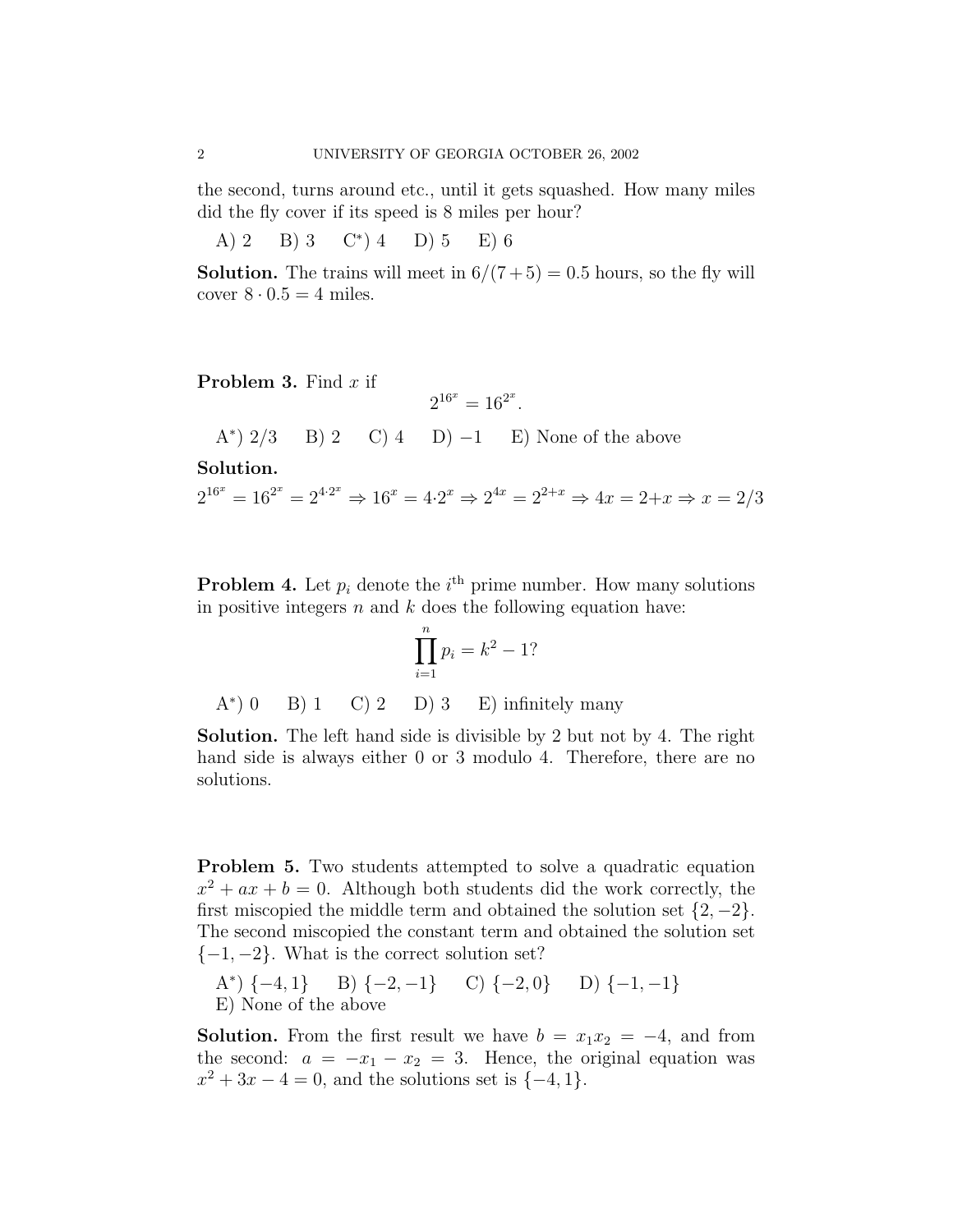the second, turns around etc., until it gets squashed. How many miles did the fly cover if its speed is 8 miles per hour?

A) 2 B) 3 C*) 4 D) 5 E) 6

**Solution.** The trains will meet in $6/(7+5) = 0.5$ hours, so the fly will cover $8 \cdot 0.5 = 4$ miles.

**Problem 3.** Find $x$ if

$$2^{16^x} = 16^{2^x}.$$

A*) 2/3 B) 2 C) 4 D) $-1$ E) None of the above

**Solution.**

$$2^{16^x} = 16^{2^x} = 2^{4 \cdot 2^x} \Rightarrow 16^x = 4 \cdot 2^x \Rightarrow 2^{4x} = 2^{2+x} \Rightarrow 4x = 2+x \Rightarrow x = 2/3$$

**Problem 4.** Let $p_i$ denote the $i^{\text{th}}$ prime number. How many solutions in positive integers $n$ and $k$ does the following equation have:

$$\prod_{i=1}^{n} p_i = k^2 - 1?$$

A*) 0 B) 1 C) 2 D) 3 E) infinitely many

**Solution.** The left hand side is divisible by 2 but not by 4. The right hand side is always either 0 or 3 modulo 4. Therefore, there are no solutions.

**Problem 5.** Two students attempted to solve a quadratic equation $x^2 + ax + b = 0$. Although both students did the work correctly, the first miscopied the middle term and obtained the solution set $\{2, -2\}$. The second miscopied the constant term and obtained the solution set $\{-1, -2\}$. What is the correct solution set?

A*) $\{-4, 1\}$ B) $\{-2, -1\}$ C) $\{-2, 0\}$ D) $\{-1, -1\}$
E) None of the above

**Solution.** From the first result we have $b = x_1 x_2 = -4$, and from the second: $a = -x_1 - x_2 = 3$. Hence, the original equation was $x^2 + 3x - 4 = 0$, and the solutions set is $\{-4, 1\}$.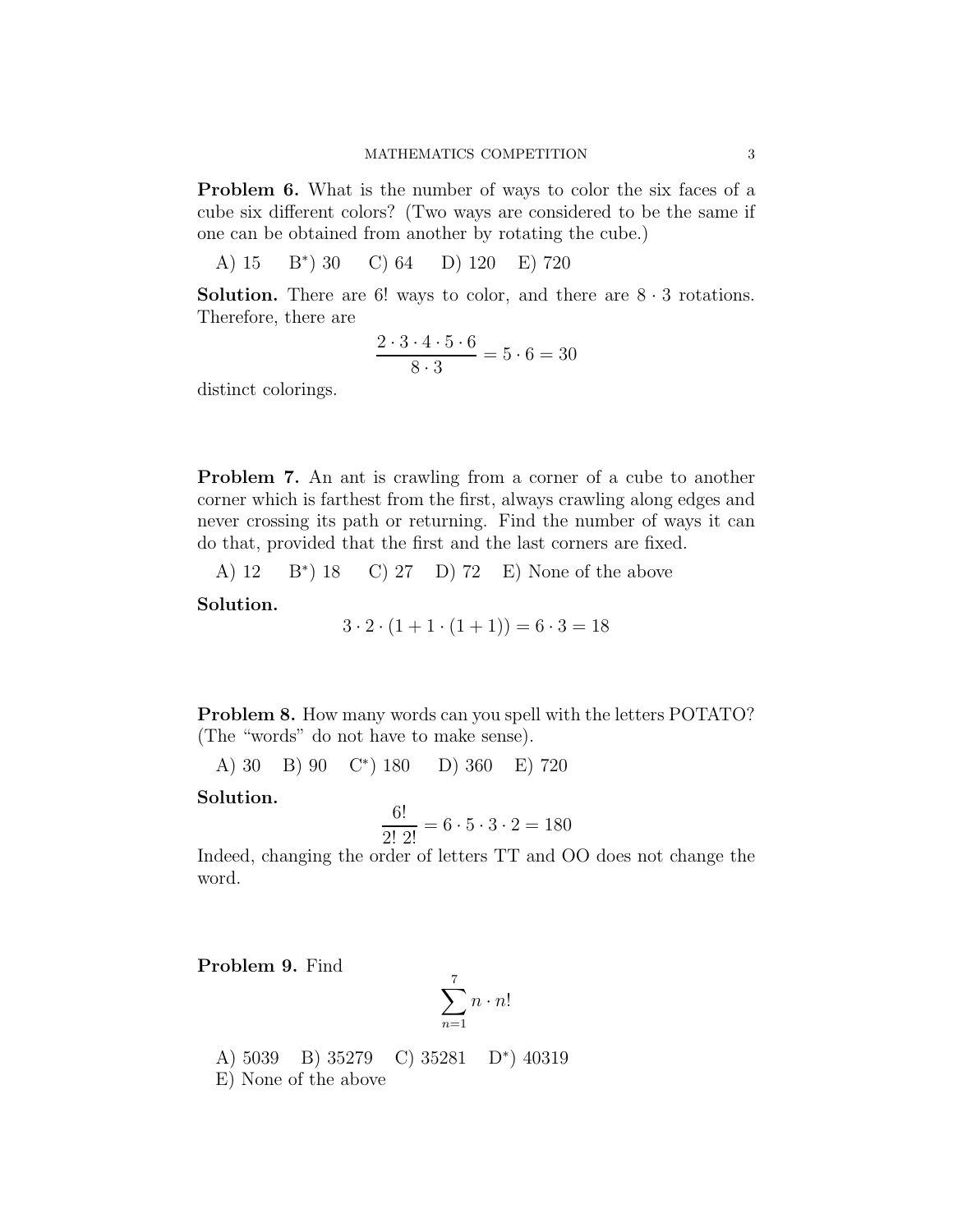**Problem 6.** What is the number of ways to color the six faces of a cube six different colors? (Two ways are considered to be the same if one can be obtained from another by rotating the cube.)

A) 15 B*) 30 C) 64 D) 120 E) 720

**Solution.** There are 6! ways to color, and there are $8 \cdot 3$ rotations. Therefore, there are

$$\frac{2 \cdot 3 \cdot 4 \cdot 5 \cdot 6}{8 \cdot 3} = 5 \cdot 6 = 30$$

distinct colorings.

**Problem 7.** An ant is crawling from a corner of a cube to another corner which is farthest from the first, always crawling along edges and never crossing its path or returning. Find the number of ways it can do that, provided that the first and the last corners are fixed.

A) 12 B*) 18 C) 27 D) 72 E) None of the above

**Solution.**

$$3 \cdot 2 \cdot (1 + 1 \cdot (1 + 1)) = 6 \cdot 3 = 18$$

**Problem 8.** How many words can you spell with the letters POTATO? (The "words" do not have to make sense).

A) 30 B) 90 C*) 180 D) 360 E) 720

**Solution.**

$$\frac{6!}{2!\ 2!} = 6 \cdot 5 \cdot 3 \cdot 2 = 180$$

Indeed, changing the order of letters TT and OO does not change the word.

**Problem 9.** Find

$$\sum_{n=1}^{7} n \cdot n!$$

A) 5039 B) 35279 C) 35281 D*) 40319
E) None of the above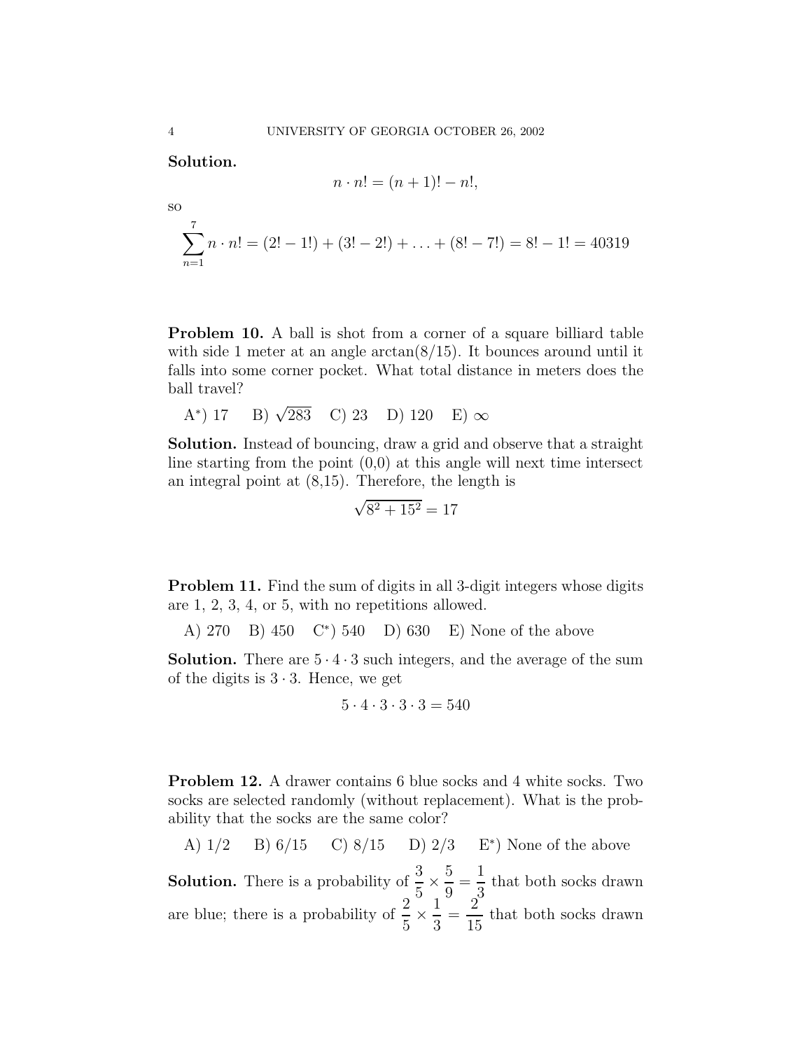**Solution.**

$$n \cdot n! = (n+1)! - n!,$$

so

$$\sum_{n=1}^{7} n \cdot n! = (2! - 1!) + (3! - 2!) + \ldots + (8! - 7!) = 8! - 1! = 40319$$

**Problem 10.** A ball is shot from a corner of a square billiard table with side 1 meter at an angle $\arctan(8/15)$. It bounces around until it falls into some corner pocket. What total distance in meters does the ball travel?

A*) 17 B) $\sqrt{283}$ C) 23 D) 120 E) $\infty$

**Solution.** Instead of bouncing, draw a grid and observe that a straight line starting from the point (0,0) at this angle will next time intersect an integral point at (8,15). Therefore, the length is

$$\sqrt{8^2 + 15^2} = 17$$

**Problem 11.** Find the sum of digits in all 3-digit integers whose digits are 1, 2, 3, 4, or 5, with no repetitions allowed.

A) 270 B) 450 C*) 540 D) 630 E) None of the above

**Solution.** There are $5 \cdot 4 \cdot 3$ such integers, and the average of the sum of the digits is $3 \cdot 3$. Hence, we get

$$5 \cdot 4 \cdot 3 \cdot 3 \cdot 3 = 540$$

**Problem 12.** A drawer contains 6 blue socks and 4 white socks. Two socks are selected randomly (without replacement). What is the probability that the socks are the same color?

A) 1/2 B) 6/15 C) 8/15 D) 2/3 E*) None of the above

**Solution.** There is a probability of $\frac{3}{5} \times \frac{5}{9} = \frac{1}{3}$ that both socks drawn are blue; there is a probability of $\frac{2}{5} \times \frac{1}{3} = \frac{2}{15}$ that both socks drawn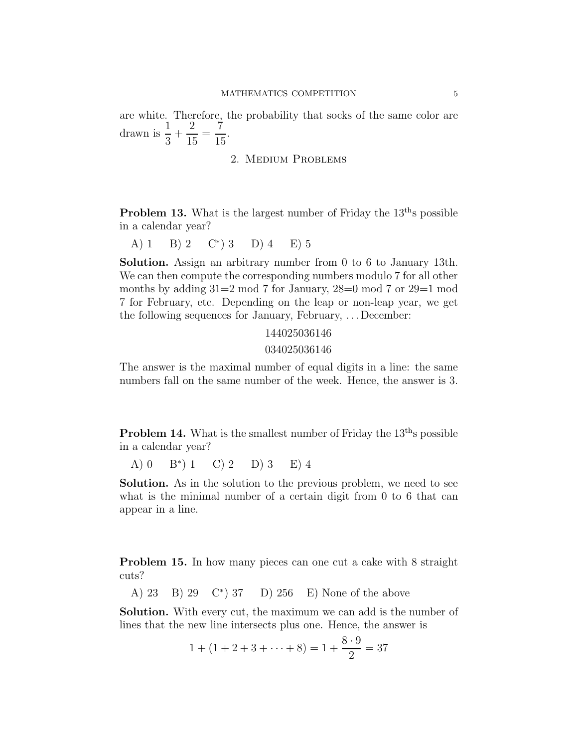are white. Therefore, the probability that socks of the same color are drawn is $\frac{1}{3} + \frac{2}{15} = \frac{7}{15}$.

## 2. Medium Problems

**Problem 13.** What is the largest number of Friday the 13$^{\text{th}}$s possible in a calendar year?

A) 1 B) 2 C*) 3 D) 4 E) 5

**Solution.** Assign an arbitrary number from 0 to 6 to January 13th. We can then compute the corresponding numbers modulo 7 for all other months by adding 31=2 mod 7 for January, 28=0 mod 7 or 29=1 mod 7 for February, etc. Depending on the leap or non-leap year, we get the following sequences for January, February, ... December:

144025036146

034025036146

The answer is the maximal number of equal digits in a line: the same numbers fall on the same number of the week. Hence, the answer is 3.

**Problem 14.** What is the smallest number of Friday the 13$^{\text{th}}$s possible in a calendar year?

A) 0 B*) 1 C) 2 D) 3 E) 4

**Solution.** As in the solution to the previous problem, we need to see what is the minimal number of a certain digit from 0 to 6 that can appear in a line.

**Problem 15.** In how many pieces can one cut a cake with 8 straight cuts?

A) 23 B) 29 C*) 37 D) 256 E) None of the above

**Solution.** With every cut, the maximum we can add is the number of lines that the new line intersects plus one. Hence, the answer is

$$1 + (1 + 2 + 3 + \cdots + 8) = 1 + \frac{8 \cdot 9}{2} = 37$$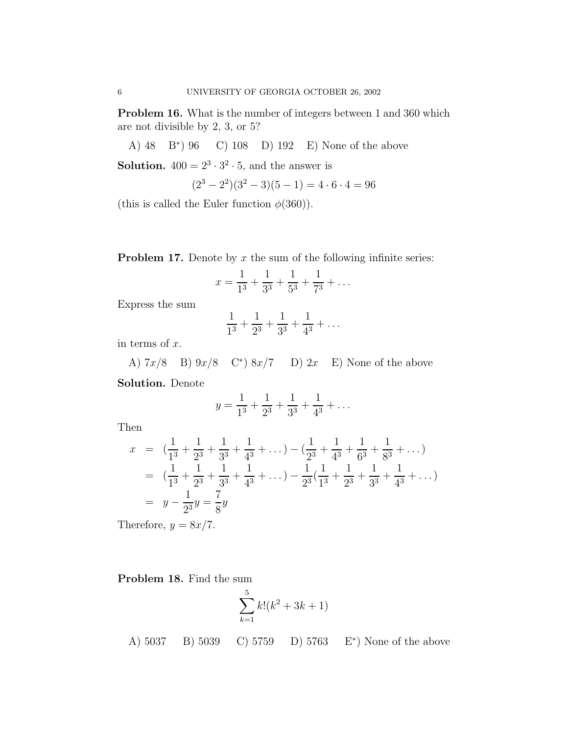**Problem 16.** What is the number of integers between 1 and 360 which are not divisible by 2, 3, or 5?

A) 48 B*) 96 C) 108 D) 192 E) None of the above

**Solution.** $400 = 2^3 \cdot 3^2 \cdot 5$, and the answer is

$$(2^3 - 2^2)(3^2 - 3)(5 - 1) = 4 \cdot 6 \cdot 4 = 96$$

(this is called the Euler function $\phi(360)$).

**Problem 17.** Denote by $x$ the sum of the following infinite series:

$$x = \frac{1}{1^3} + \frac{1}{3^3} + \frac{1}{5^3} + \frac{1}{7^3} + \dots$$

Express the sum

$$\frac{1}{1^3} + \frac{1}{2^3} + \frac{1}{3^3} + \frac{1}{4^3} + \dots$$

in terms of $x$.

A) $7x/8$ B) $9x/8$ C*) $8x/7$ D) $2x$ E) None of the above

**Solution.** Denote

$$y = \frac{1}{1^3} + \frac{1}{2^3} + \frac{1}{3^3} + \frac{1}{4^3} + \dots$$

Then

$$\begin{aligned}
x &= (\frac{1}{1^3} + \frac{1}{2^3} + \frac{1}{3^3} + \frac{1}{4^3} + \dots) - (\frac{1}{2^3} + \frac{1}{4^3} + \frac{1}{6^3} + \frac{1}{8^3} + \dots) \\
&= (\frac{1}{1^3} + \frac{1}{2^3} + \frac{1}{3^3} + \frac{1}{4^3} + \dots) - \frac{1}{2^3}(\frac{1}{1^3} + \frac{1}{2^3} + \frac{1}{3^3} + \frac{1}{4^3} + \dots) \\
&= y - \frac{1}{2^3}y = \frac{7}{8}y
\end{aligned}$$

Therefore, $y = 8x/7$.

**Problem 18.** Find the sum

$$\sum_{k=1}^{5} k!(k^2 + 3k + 1)$$

A) 5037 B) 5039 C) 5759 D) 5763 E*) None of the above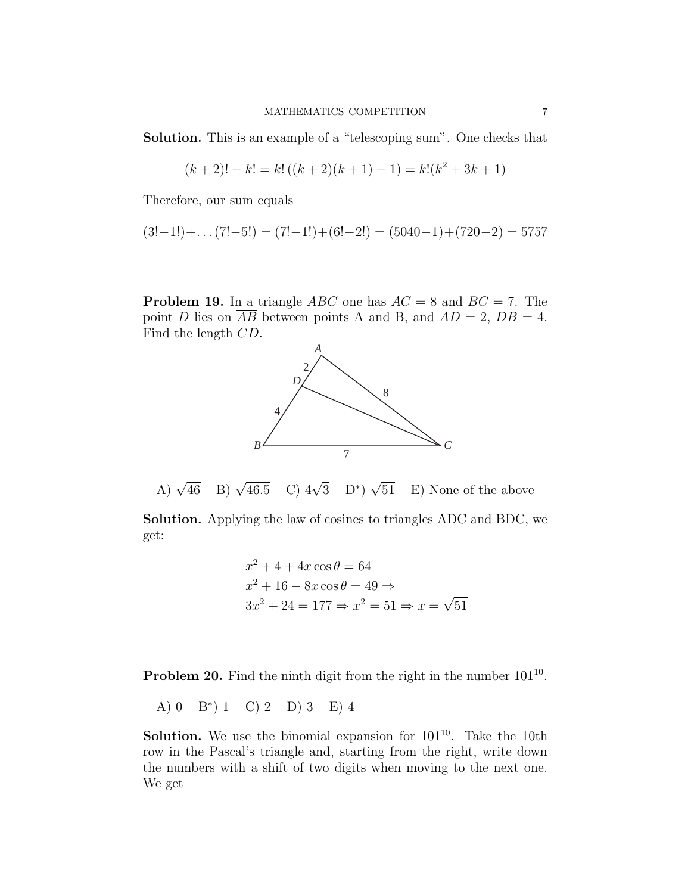**Solution.** This is an example of a "telescoping sum". One checks that

$$(k+2)! - k! = k!\left((k+2)(k+1) - 1\right) = k!(k^2 + 3k + 1)$$

Therefore, our sum equals

$$(3!-1!) + \dots (7!-5!) = (7!-1!) + (6!-2!) = (5040-1) + (720-2) = 5757$$

**Problem 19.** In a triangle $ABC$ one has $AC = 8$ and $BC = 7$. The point $D$ lies on $\overline{AB}$ between points A and B, and $AD = 2$, $DB = 4$. Find the length $CD$.

A) $\sqrt{46}$ B) $\sqrt{46.5}$ C) $4\sqrt{3}$ D*) $\sqrt{51}$ E) None of the above

**Solution.** Applying the law of cosines to triangles ADC and BDC, we get:

$$\begin{aligned}
&x^2 + 4 + 4x\cos\theta = 64 \\
&x^2 + 16 - 8x\cos\theta = 49 \Rightarrow \\
&3x^2 + 24 = 177 \Rightarrow x^2 = 51 \Rightarrow x = \sqrt{51}
\end{aligned}$$

**Problem 20.** Find the ninth digit from the right in the number $101^{10}$.

A) 0 B*) 1 C) 2 D) 3 E) 4

**Solution.** We use the binomial expansion for $101^{10}$. Take the 10th row in the Pascal's triangle and, starting from the right, write down the numbers with a shift of two digits when moving to the next one. We get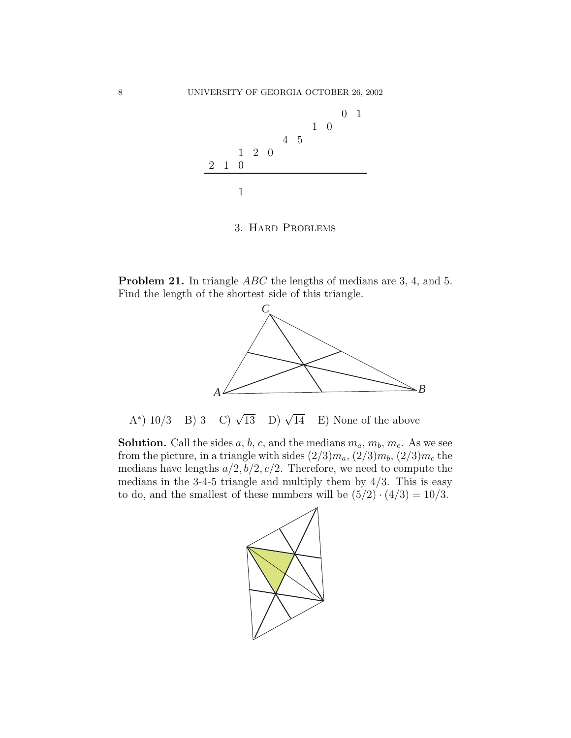```
                    0  1
                 1  0
              4  5
      1  2  0
   2  1  0
   ----------------------
         1
```

## 3. Hard Problems

**Problem 21.** In triangle $ABC$ the lengths of medians are 3, 4, and 5. Find the length of the shortest side of this triangle.

A*) $10/3$ B) 3 C) $\sqrt{13}$ D) $\sqrt{14}$ E) None of the above

**Solution.** Call the sides $a$, $b$, $c$, and the medians $m_a$, $m_b$, $m_c$. As we see from the picture, in a triangle with sides $(2/3)m_a$, $(2/3)m_b$, $(2/3)m_c$ the medians have lengths $a/2, b/2, c/2$. Therefore, we need to compute the medians in the 3-4-5 triangle and multiply them by $4/3$. This is easy to do, and the smallest of these numbers will be $(5/2) \cdot (4/3) = 10/3$.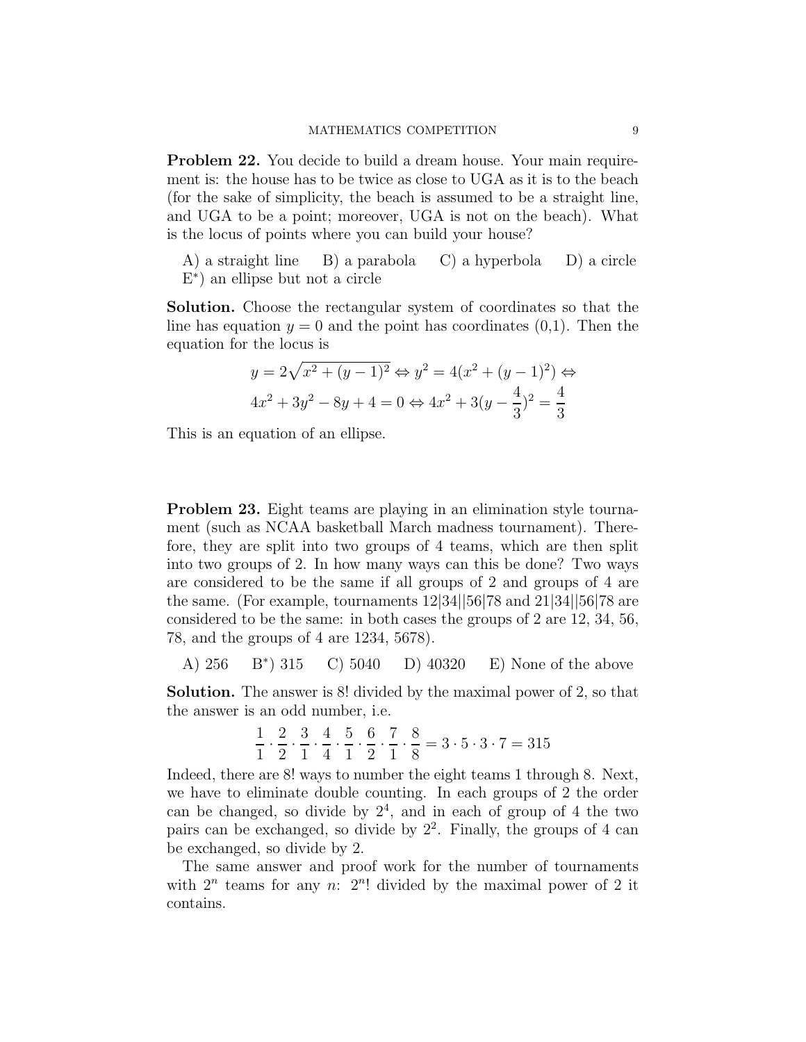**Problem 22.** You decide to build a dream house. Your main requirement is: the house has to be twice as close to UGA as it is to the beach (for the sake of simplicity, the beach is assumed to be a straight line, and UGA to be a point; moreover, UGA is not on the beach). What is the locus of points where you can build your house?

A) a straight line B) a parabola C) a hyperbola D) a circle E*) an ellipse but not a circle

**Solution.** Choose the rectangular system of coordinates so that the line has equation $y = 0$ and the point has coordinates (0,1). Then the equation for the locus is

$$y = 2\sqrt{x^2 + (y-1)^2} \Leftrightarrow y^2 = 4(x^2 + (y-1)^2) \Leftrightarrow$$
$$4x^2 + 3y^2 - 8y + 4 = 0 \Leftrightarrow 4x^2 + 3(y - \frac{4}{3})^2 = \frac{4}{3}$$

This is an equation of an ellipse.

**Problem 23.** Eight teams are playing in an elimination style tournament (such as NCAA basketball March madness tournament). Therefore, they are split into two groups of 4 teams, which are then split into two groups of 2. In how many ways can this be done? Two ways are considered to be the same if all groups of 2 and groups of 4 are the same. (For example, tournaments 12|34||56|78 and 21|34||56|78 are considered to be the same: in both cases the groups of 2 are 12, 34, 56, 78, and the groups of 4 are 1234, 5678).

A) 256 B*) 315 C) 5040 D) 40320 E) None of the above

**Solution.** The answer is 8! divided by the maximal power of 2, so that the answer is an odd number, i.e.

$$\frac{1}{1} \cdot \frac{2}{2} \cdot \frac{3}{1} \cdot \frac{4}{4} \cdot \frac{5}{1} \cdot \frac{6}{2} \cdot \frac{7}{1} \cdot \frac{8}{8} = 3 \cdot 5 \cdot 3 \cdot 7 = 315$$

Indeed, there are 8! ways to number the eight teams 1 through 8. Next, we have to eliminate double counting. In each groups of 2 the order can be changed, so divide by $2^4$, and in each of group of 4 the two pairs can be exchanged, so divide by $2^2$. Finally, the groups of 4 can be exchanged, so divide by 2.

The same answer and proof work for the number of tournaments with $2^n$ teams for any $n$: $2^n!$ divided by the maximal power of 2 it contains.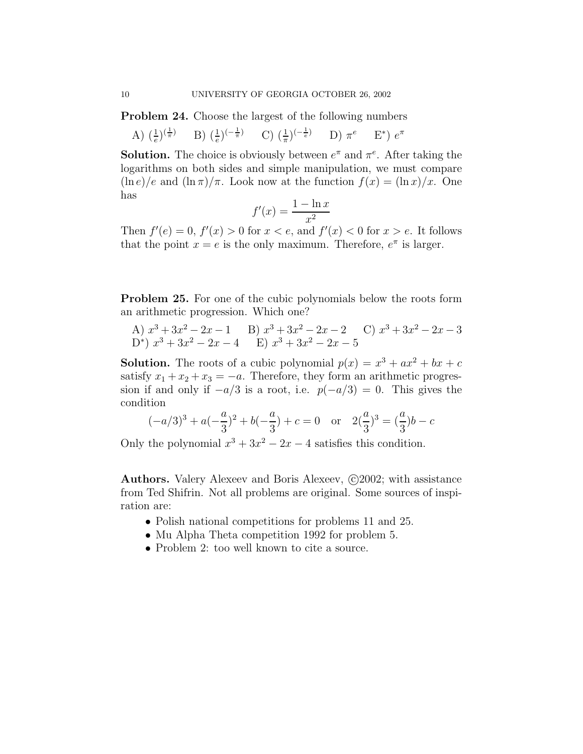**Problem 24.** Choose the largest of the following numbers

A) $(\frac{1}{e})^{(\frac{1}{\pi})}$ B) $(\frac{1}{e})^{(-\frac{1}{\pi})}$ C) $(\frac{1}{\pi})^{(-\frac{1}{e})}$ D) $\pi^e$ E*) $e^\pi$

**Solution.** The choice is obviously between $e^\pi$ and $\pi^e$. After taking the logarithms on both sides and simple manipulation, we must compare $(\ln e)/e$ and $(\ln \pi)/\pi$. Look now at the function $f(x) = (\ln x)/x$. One has

$$f'(x) = \frac{1 - \ln x}{x^2}$$

Then $f'(e) = 0$, $f'(x) > 0$ for $x < e$, and $f'(x) < 0$ for $x > e$. It follows that the point $x = e$ is the only maximum. Therefore, $e^\pi$ is larger.

**Problem 25.** For one of the cubic polynomials below the roots form an arithmetic progression. Which one?

A) $x^3 + 3x^2 - 2x - 1$ B) $x^3 + 3x^2 - 2x - 2$ C) $x^3 + 3x^2 - 2x - 3$
D*) $x^3 + 3x^2 - 2x - 4$ E) $x^3 + 3x^2 - 2x - 5$

**Solution.** The roots of a cubic polynomial $p(x) = x^3 + ax^2 + bx + c$ satisfy $x_1 + x_2 + x_3 = -a$. Therefore, they form an arithmetic progression if and only if $-a/3$ is a root, i.e. $p(-a/3) = 0$. This gives the condition

$$(-a/3)^3 + a(-\frac{a}{3})^2 + b(-\frac{a}{3}) + c = 0 \quad \text{or} \quad 2(\frac{a}{3})^3 = (\frac{a}{3})b - c$$

Only the polynomial $x^3 + 3x^2 - 2x - 4$ satisfies this condition.

**Authors.** Valery Alexeev and Boris Alexeev, ©2002; with assistance from Ted Shifrin. Not all problems are original. Some sources of inspiration are:

- Polish national competitions for problems 11 and 25.
- Mu Alpha Theta competition 1992 for problem 5.
- Problem 2: too well known to cite a source.